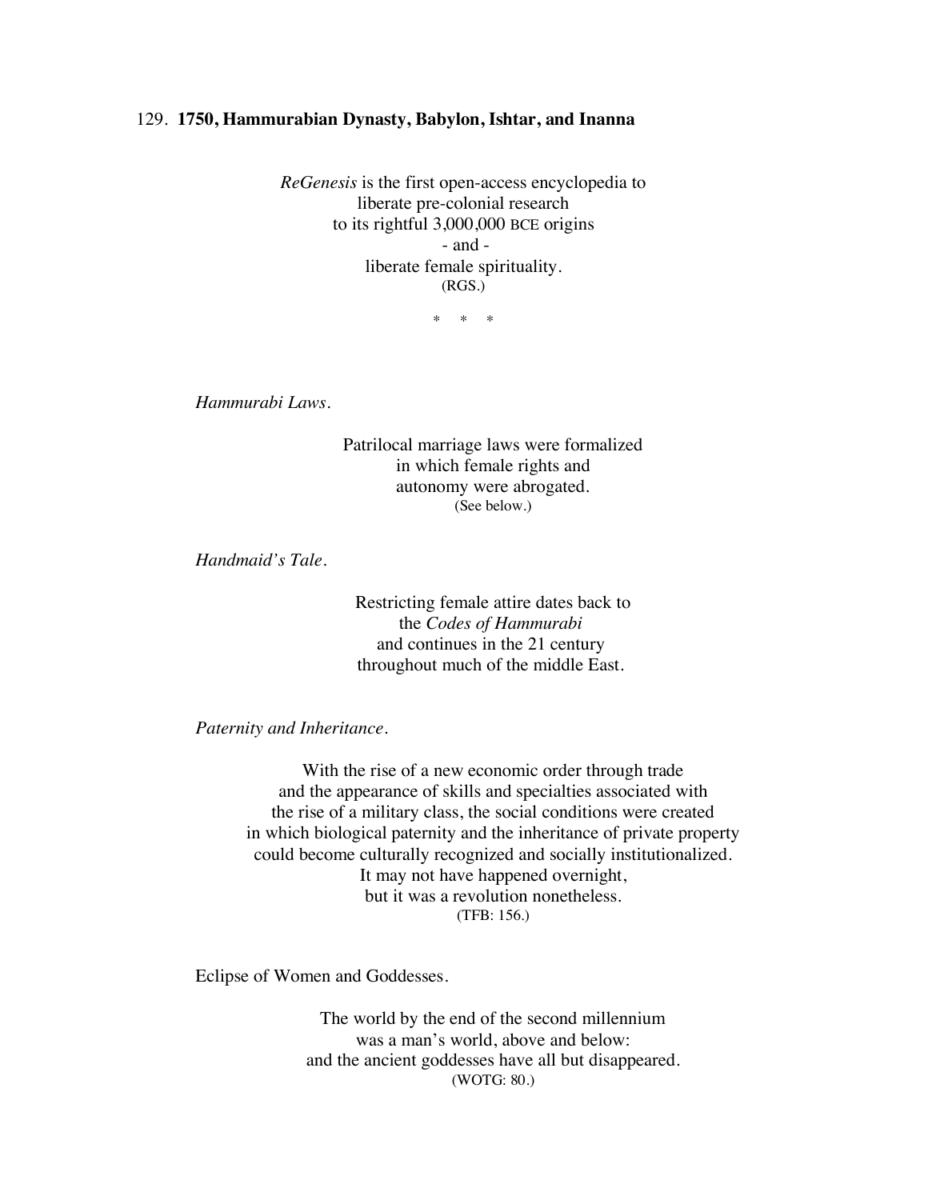## 129. **1750, Hammurabian Dynasty, Babylon, Ishtar, and Inanna**

*ReGenesis* is the first open-access encyclopedia to
liberate pre-colonial research
to its rightful 3,000,000 BCE origins
- and -
liberate female spirituality.
(RGS.)

\* \* \*

*Hammurabi Laws.*

Patrilocal marriage laws were formalized
in which female rights and
autonomy were abrogated.
(See below.)

*Handmaid's Tale.*

Restricting female attire dates back to
the *Codes of Hammurabi*
and continues in the 21 century
throughout much of the middle East.

*Paternity and Inheritance.*

With the rise of a new economic order through trade
and the appearance of skills and specialties associated with
the rise of a military class, the social conditions were created
in which biological paternity and the inheritance of private property
could become culturally recognized and socially institutionalized.
It may not have happened overnight,
but it was a revolution nonetheless.
(TFB: 156.)

Eclipse of Women and Goddesses.

The world by the end of the second millennium
was a man's world, above and below:
and the ancient goddesses have all but disappeared.
(WOTG: 80.)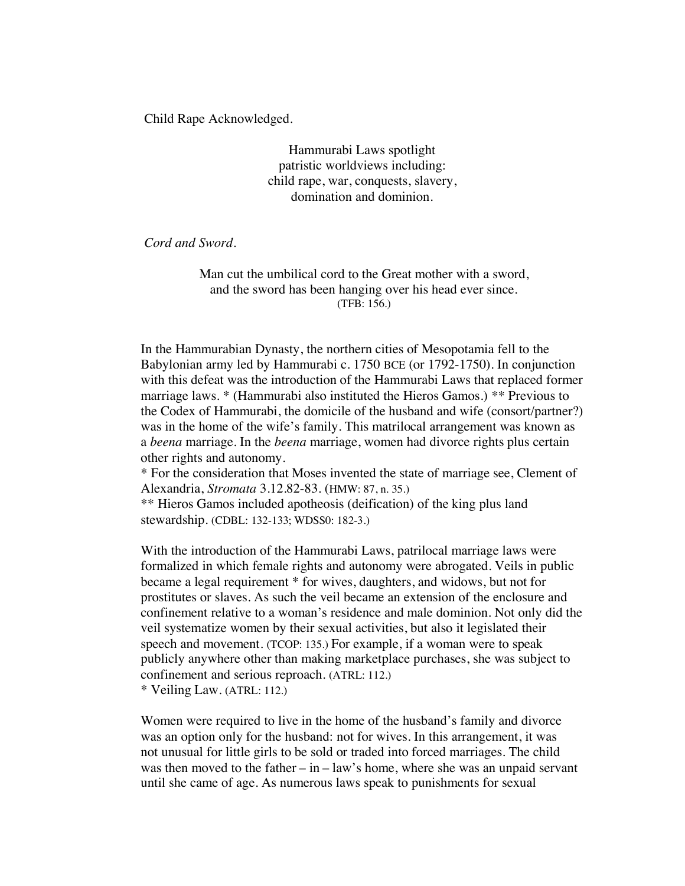Child Rape Acknowledged.

Hammurabi Laws spotlight
patristic worldviews including:
child rape, war, conquests, slavery,
domination and dominion.

*Cord and Sword.*

Man cut the umbilical cord to the Great mother with a sword,
and the sword has been hanging over his head ever since.
(TFB: 156.)

In the Hammurabian Dynasty, the northern cities of Mesopotamia fell to the Babylonian army led by Hammurabi c. 1750 BCE (or 1792-1750). In conjunction with this defeat was the introduction of the Hammurabi Laws that replaced former marriage laws. * (Hammurabi also instituted the Hieros Gamos.) ** Previous to the Codex of Hammurabi, the domicile of the husband and wife (consort/partner?) was in the home of the wife's family. This matrilocal arrangement was known as a *beena* marriage. In the *beena* marriage, women had divorce rights plus certain other rights and autonomy.

* For the consideration that Moses invented the state of marriage see, Clement of Alexandria, *Stromata* 3.12.82-83. (HMW: 87, n. 35.)

** Hieros Gamos included apotheosis (deification) of the king plus land stewardship. (CDBL: 132-133; WDSS0: 182-3.)

With the introduction of the Hammurabi Laws, patrilocal marriage laws were formalized in which female rights and autonomy were abrogated. Veils in public became a legal requirement * for wives, daughters, and widows, but not for prostitutes or slaves. As such the veil became an extension of the enclosure and confinement relative to a woman's residence and male dominion. Not only did the veil systematize women by their sexual activities, but also it legislated their speech and movement. (TCOP: 135.) For example, if a woman were to speak publicly anywhere other than making marketplace purchases, she was subject to confinement and serious reproach. (ATRL: 112.)

* Veiling Law. (ATRL: 112.)

Women were required to live in the home of the husband's family and divorce was an option only for the husband: not for wives. In this arrangement, it was not unusual for little girls to be sold or traded into forced marriages. The child was then moved to the father – in – law's home, where she was an unpaid servant until she came of age. As numerous laws speak to punishments for sexual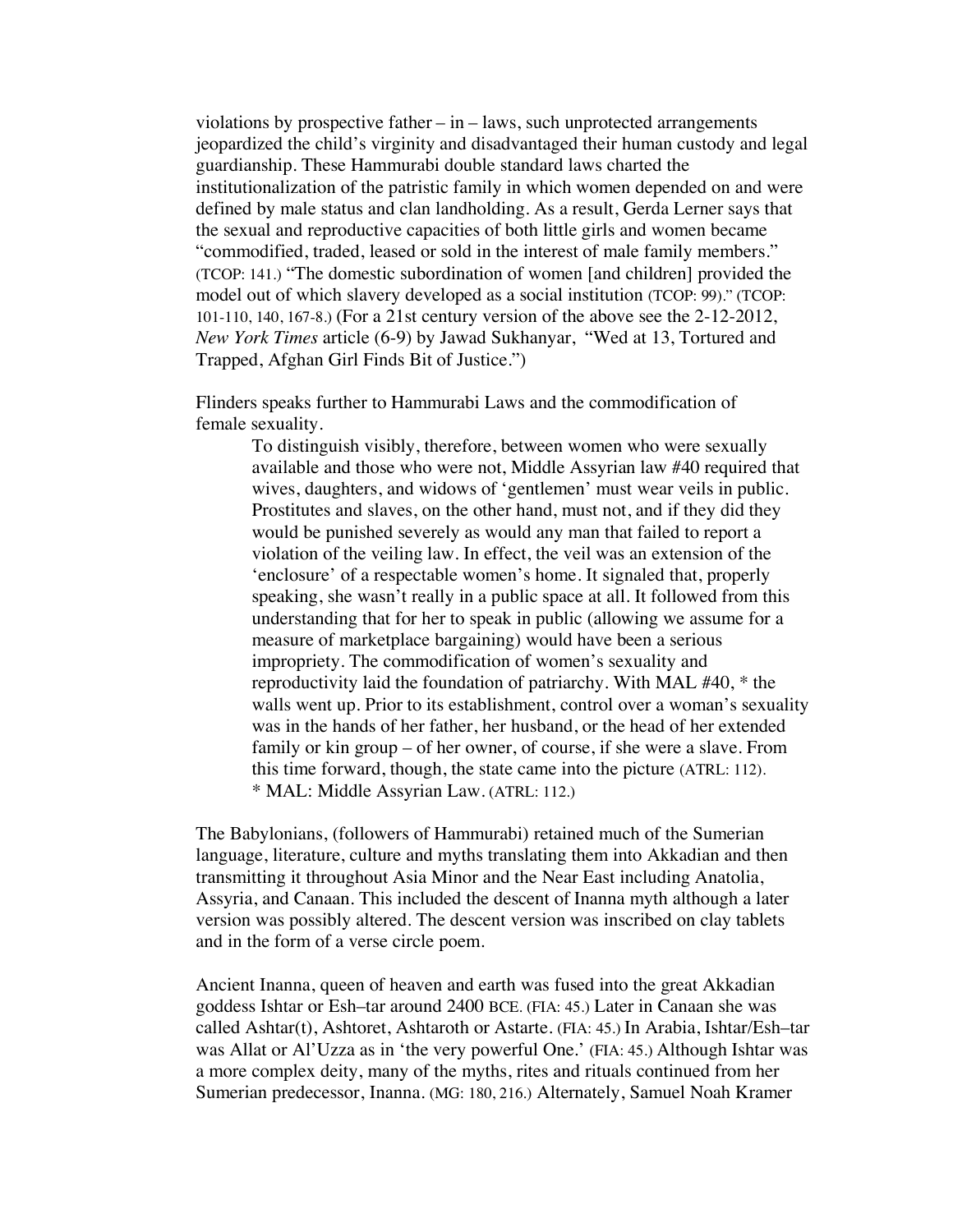violations by prospective father – in – laws, such unprotected arrangements jeopardized the child's virginity and disadvantaged their human custody and legal guardianship. These Hammurabi double standard laws charted the institutionalization of the patristic family in which women depended on and were defined by male status and clan landholding. As a result, Gerda Lerner says that the sexual and reproductive capacities of both little girls and women became "commodified, traded, leased or sold in the interest of male family members." (TCOP: 141.) "The domestic subordination of women [and children] provided the model out of which slavery developed as a social institution (TCOP: 99)." (TCOP: 101-110, 140, 167-8.) (For a 21st century version of the above see the 2-12-2012, *New York Times* article (6-9) by Jawad Sukhanyar, "Wed at 13, Tortured and Trapped, Afghan Girl Finds Bit of Justice.")

Flinders speaks further to Hammurabi Laws and the commodification of female sexuality.

> To distinguish visibly, therefore, between women who were sexually available and those who were not, Middle Assyrian law #40 required that wives, daughters, and widows of 'gentlemen' must wear veils in public. Prostitutes and slaves, on the other hand, must not, and if they did they would be punished severely as would any man that failed to report a violation of the veiling law. In effect, the veil was an extension of the 'enclosure' of a respectable women's home. It signaled that, properly speaking, she wasn't really in a public space at all. It followed from this understanding that for her to speak in public (allowing we assume for a measure of marketplace bargaining) would have been a serious impropriety. The commodification of women's sexuality and reproductivity laid the foundation of patriarchy. With MAL #40, * the walls went up. Prior to its establishment, control over a woman's sexuality was in the hands of her father, her husband, or the head of her extended family or kin group – of her owner, of course, if she were a slave. From this time forward, though, the state came into the picture (ATRL: 112).
> * MAL: Middle Assyrian Law. (ATRL: 112.)

The Babylonians, (followers of Hammurabi) retained much of the Sumerian language, literature, culture and myths translating them into Akkadian and then transmitting it throughout Asia Minor and the Near East including Anatolia, Assyria, and Canaan. This included the descent of Inanna myth although a later version was possibly altered. The descent version was inscribed on clay tablets and in the form of a verse circle poem.

Ancient Inanna, queen of heaven and earth was fused into the great Akkadian goddess Ishtar or Esh–tar around 2400 BCE. (FIA: 45.) Later in Canaan she was called Ashtar(t), Ashtoret, Ashtaroth or Astarte. (FIA: 45.) In Arabia, Ishtar/Esh–tar was Allat or Al'Uzza as in 'the very powerful One.' (FIA: 45.) Although Ishtar was a more complex deity, many of the myths, rites and rituals continued from her Sumerian predecessor, Inanna. (MG: 180, 216.) Alternately, Samuel Noah Kramer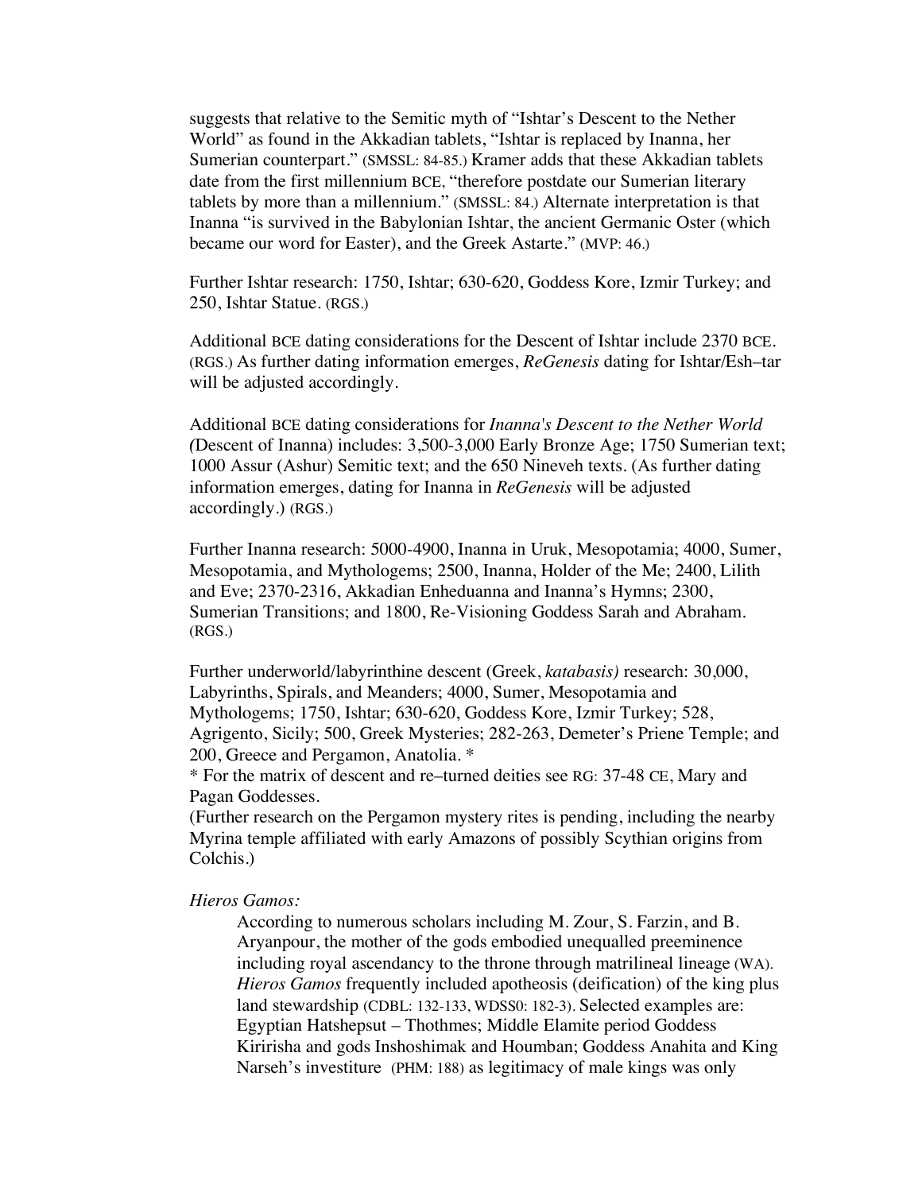suggests that relative to the Semitic myth of "Ishtar's Descent to the Nether World" as found in the Akkadian tablets, "Ishtar is replaced by Inanna, her Sumerian counterpart." (SMSSL: 84-85.) Kramer adds that these Akkadian tablets date from the first millennium BCE, "therefore postdate our Sumerian literary tablets by more than a millennium." (SMSSL: 84.) Alternate interpretation is that Inanna "is survived in the Babylonian Ishtar, the ancient Germanic Oster (which became our word for Easter), and the Greek Astarte." (MVP: 46.)

Further Ishtar research: 1750, Ishtar; 630-620, Goddess Kore, Izmir Turkey; and 250, Ishtar Statue. (RGS.)

Additional BCE dating considerations for the Descent of Ishtar include 2370 BCE. (RGS.) As further dating information emerges, *ReGenesis* dating for Ishtar/Esh–tar will be adjusted accordingly.

Additional BCE dating considerations for *Inanna's Descent to the Nether World* (Descent of Inanna) includes: 3,500-3,000 Early Bronze Age; 1750 Sumerian text; 1000 Assur (Ashur) Semitic text; and the 650 Nineveh texts. (As further dating information emerges, dating for Inanna in *ReGenesis* will be adjusted accordingly.) (RGS.)

Further Inanna research: 5000-4900, Inanna in Uruk, Mesopotamia; 4000, Sumer, Mesopotamia, and Mythologems; 2500, Inanna, Holder of the Me; 2400, Lilith and Eve; 2370-2316, Akkadian Enheduanna and Inanna's Hymns; 2300, Sumerian Transitions; and 1800, Re-Visioning Goddess Sarah and Abraham. (RGS.)

Further underworld/labyrinthine descent (Greek, *katabasis)* research: 30,000, Labyrinths, Spirals, and Meanders; 4000, Sumer, Mesopotamia and Mythologems; 1750, Ishtar; 630-620, Goddess Kore, Izmir Turkey; 528, Agrigento, Sicily; 500, Greek Mysteries; 282-263, Demeter's Priene Temple; and 200, Greece and Pergamon, Anatolia. *

\* For the matrix of descent and re–turned deities see RG: 37-48 CE, Mary and Pagan Goddesses.

(Further research on the Pergamon mystery rites is pending, including the nearby Myrina temple affiliated with early Amazons of possibly Scythian origins from Colchis.)

*Hieros Gamos:*

> According to numerous scholars including M. Zour, S. Farzin, and B. Aryanpour, the mother of the gods embodied unequalled preeminence including royal ascendancy to the throne through matrilineal lineage (WA). *Hieros Gamos* frequently included apotheosis (deification) of the king plus land stewardship (CDBL: 132-133, WDSS0: 182-3). Selected examples are: Egyptian Hatshepsut – Thothmes; Middle Elamite period Goddess Kiririsha and gods Inshoshimak and Houmban; Goddess Anahita and King Narseh's investiture (PHM: 188) as legitimacy of male kings was only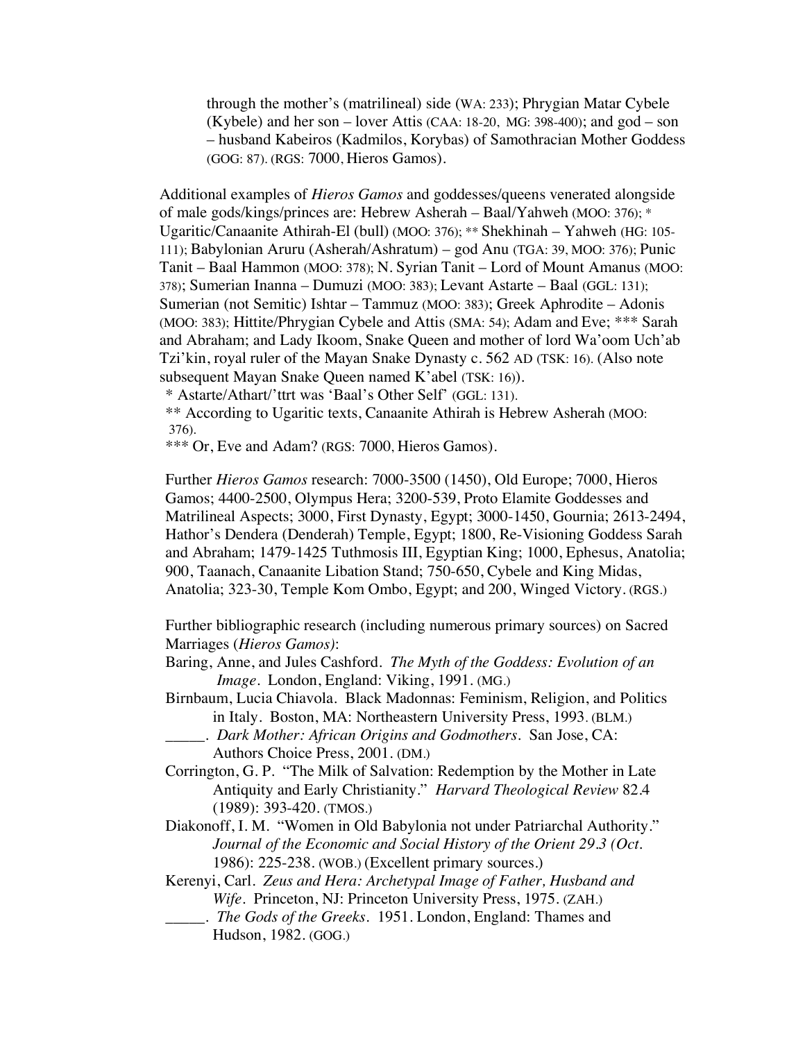through the mother's (matrilineal) side (WA: 233); Phrygian Matar Cybele (Kybele) and her son – lover Attis (CAA: 18-20, MG: 398-400); and god – son – husband Kabeiros (Kadmilos, Korybas) of Samothracian Mother Goddess (GOG: 87). (RGS: 7000, Hieros Gamos).

Additional examples of *Hieros Gamos* and goddesses/queens venerated alongside of male gods/kings/princes are: Hebrew Asherah – Baal/Yahweh (MOO: 376); * Ugaritic/Canaanite Athirah-El (bull) (MOO: 376); ** Shekhinah – Yahweh (HG: 105-111); Babylonian Aruru (Asherah/Ashratum) – god Anu (TGA: 39, MOO: 376); Punic Tanit – Baal Hammon (MOO: 378); N. Syrian Tanit – Lord of Mount Amanus (MOO: 378); Sumerian Inanna – Dumuzi (MOO: 383); Levant Astarte – Baal (GGL: 131); Sumerian (not Semitic) Ishtar – Tammuz (MOO: 383); Greek Aphrodite – Adonis (MOO: 383); Hittite/Phrygian Cybele and Attis (SMA: 54); Adam and Eve; *** Sarah and Abraham; and Lady Ikoom, Snake Queen and mother of lord Wa'oom Uch'ab Tzi'kin, royal ruler of the Mayan Snake Dynasty c. 562 AD (TSK: 16). (Also note subsequent Mayan Snake Queen named K'abel (TSK: 16)).

\* Astarte/Athart/'ttrt was 'Baal's Other Self' (GGL: 131).

\** According to Ugaritic texts, Canaanite Athirah is Hebrew Asherah (MOO: 376).

\*** Or, Eve and Adam? (RGS: 7000, Hieros Gamos).

Further *Hieros Gamos* research: 7000-3500 (1450), Old Europe; 7000, Hieros Gamos; 4400-2500, Olympus Hera; 3200-539, Proto Elamite Goddesses and Matrilineal Aspects; 3000, First Dynasty, Egypt; 3000-1450, Gournia; 2613-2494, Hathor's Dendera (Denderah) Temple, Egypt; 1800, Re-Visioning Goddess Sarah and Abraham; 1479-1425 Tuthmosis III, Egyptian King; 1000, Ephesus, Anatolia; 900, Taanach, Canaanite Libation Stand; 750-650, Cybele and King Midas, Anatolia; 323-30, Temple Kom Ombo, Egypt; and 200, Winged Victory. (RGS.)

Further bibliographic research (including numerous primary sources) on Sacred Marriages (*Hieros Gamos)*:

Baring, Anne, and Jules Cashford. *The Myth of the Goddess: Evolution of an Image*. London, England: Viking, 1991. (MG.)

Birnbaum, Lucia Chiavola. Black Madonnas: Feminism, Religion, and Politics in Italy. Boston, MA: Northeastern University Press, 1993. (BLM.)

\_\_\_\_\_. *Dark Mother: African Origins and Godmothers*. San Jose, CA: Authors Choice Press, 2001. (DM.)

Corrington, G. P. "The Milk of Salvation: Redemption by the Mother in Late Antiquity and Early Christianity." *Harvard Theological Review* 82.4 (1989): 393-420. (TMOS.)

Diakonoff, I. M. "Women in Old Babylonia not under Patriarchal Authority." *Journal of the Economic and Social History of the Orient 29.3 (Oct.* 1986): 225-238. (WOB.) (Excellent primary sources.)

Kerenyi, Carl. *Zeus and Hera: Archetypal Image of Father, Husband and Wife*. Princeton, NJ: Princeton University Press, 1975. (ZAH.)

\_\_\_\_\_. *The Gods of the Greeks*. 1951. London, England: Thames and Hudson, 1982. (GOG.)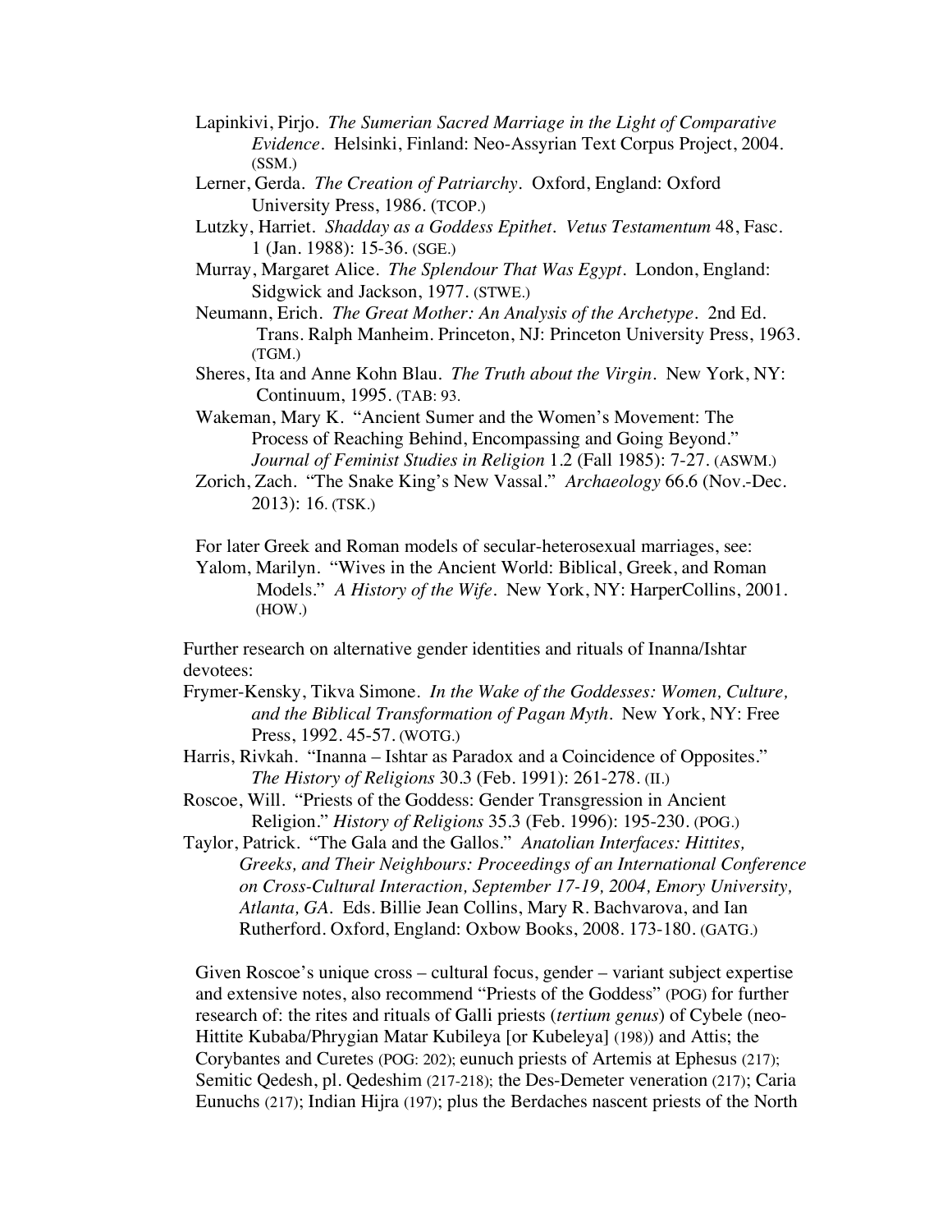Lapinkivi, Pirjo. *The Sumerian Sacred Marriage in the Light of Comparative Evidence*. Helsinki, Finland: Neo-Assyrian Text Corpus Project, 2004. (SSM.)

Lerner, Gerda. *The Creation of Patriarchy*. Oxford, England: Oxford University Press, 1986. (TCOP.)

Lutzky, Harriet. *Shadday as a Goddess Epithet*. *Vetus Testamentum* 48, Fasc. 1 (Jan. 1988): 15-36. (SGE.)

Murray, Margaret Alice. *The Splendour That Was Egypt*. London, England: Sidgwick and Jackson, 1977. (STWE.)

Neumann, Erich. *The Great Mother: An Analysis of the Archetype*. 2nd Ed. Trans. Ralph Manheim. Princeton, NJ: Princeton University Press, 1963. (TGM.)

Sheres, Ita and Anne Kohn Blau. *The Truth about the Virgin*. New York, NY: Continuum, 1995. (TAB: 93.

Wakeman, Mary K. "Ancient Sumer and the Women's Movement: The Process of Reaching Behind, Encompassing and Going Beyond." *Journal of Feminist Studies in Religion* 1.2 (Fall 1985): 7-27. (ASWM.)

Zorich, Zach. "The Snake King's New Vassal." *Archaeology* 66.6 (Nov.-Dec. 2013): 16. (TSK.)

For later Greek and Roman models of secular-heterosexual marriages, see:

Yalom, Marilyn. "Wives in the Ancient World: Biblical, Greek, and Roman Models." *A History of the Wife*. New York, NY: HarperCollins, 2001. (HOW.)

Further research on alternative gender identities and rituals of Inanna/Ishtar devotees:

Frymer-Kensky, Tikva Simone. *In the Wake of the Goddesses: Women, Culture, and the Biblical Transformation of Pagan Myth*. New York, NY: Free Press, 1992. 45-57. (WOTG.)

Harris, Rivkah. "Inanna – Ishtar as Paradox and a Coincidence of Opposites." *The History of Religions* 30.3 (Feb. 1991): 261-278. (II.)

Roscoe, Will. "Priests of the Goddess: Gender Transgression in Ancient Religion." *History of Religions* 35.3 (Feb. 1996): 195-230. (POG.)

Taylor, Patrick. "The Gala and the Gallos." *Anatolian Interfaces: Hittites, Greeks, and Their Neighbours: Proceedings of an International Conference on Cross-Cultural Interaction, September 17-19, 2004, Emory University, Atlanta, GA*. Eds. Billie Jean Collins, Mary R. Bachvarova, and Ian Rutherford. Oxford, England: Oxbow Books, 2008. 173-180. (GATG.)

Given Roscoe's unique cross – cultural focus, gender – variant subject expertise and extensive notes, also recommend "Priests of the Goddess" (POG) for further research of: the rites and rituals of Galli priests (*tertium genus*) of Cybele (neo-Hittite Kubaba/Phrygian Matar Kubileya [or Kubeleya] (198)) and Attis; the Corybantes and Curetes (POG: 202); eunuch priests of Artemis at Ephesus (217); Semitic Qedesh, pl. Qedeshim (217-218); the Des-Demeter veneration (217); Caria Eunuchs (217); Indian Hijra (197); plus the Berdaches nascent priests of the North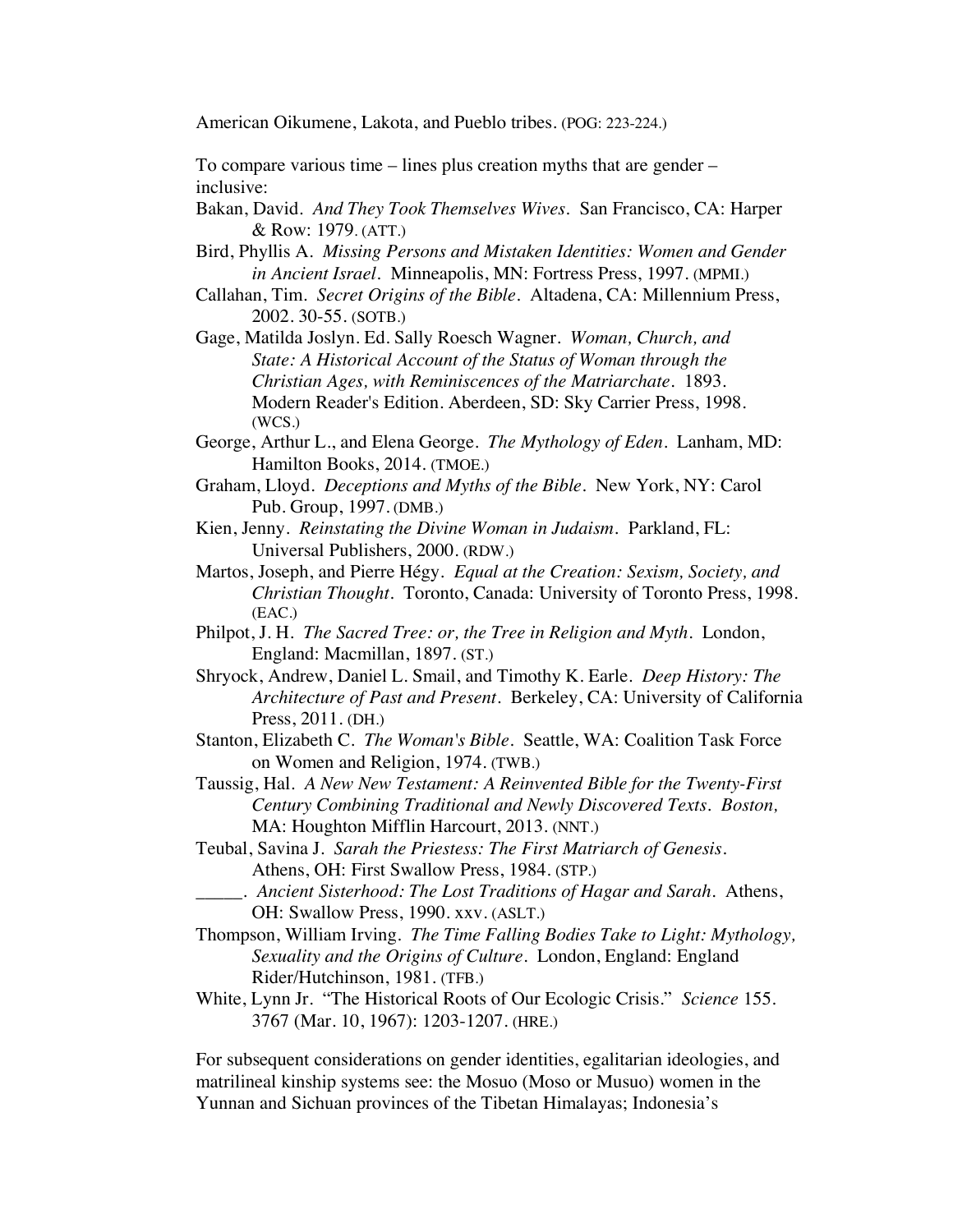American Oikumene, Lakota, and Pueblo tribes. (POG: 223-224.)

To compare various time – lines plus creation myths that are gender – inclusive:

Bakan, David. *And They Took Themselves Wives*. San Francisco, CA: Harper & Row: 1979. (ATT.)

Bird, Phyllis A. *Missing Persons and Mistaken Identities: Women and Gender in Ancient Israel*. Minneapolis, MN: Fortress Press, 1997. (MPMI.)

Callahan, Tim. *Secret Origins of the Bible*. Altadena, CA: Millennium Press, 2002. 30-55. (SOTB.)

Gage, Matilda Joslyn. Ed. Sally Roesch Wagner. *Woman, Church, and State: A Historical Account of the Status of Woman through the Christian Ages, with Reminiscences of the Matriarchate*. 1893. Modern Reader's Edition. Aberdeen, SD: Sky Carrier Press, 1998. (WCS.)

George, Arthur L., and Elena George. *The Mythology of Eden*. Lanham, MD: Hamilton Books, 2014. (TMOE.)

Graham, Lloyd. *Deceptions and Myths of the Bible*. New York, NY: Carol Pub. Group, 1997. (DMB.)

Kien, Jenny. *Reinstating the Divine Woman in Judaism*. Parkland, FL: Universal Publishers, 2000. (RDW.)

Martos, Joseph, and Pierre Hégy. *Equal at the Creation: Sexism, Society, and Christian Thought*. Toronto, Canada: University of Toronto Press, 1998. (EAC.)

Philpot, J. H. *The Sacred Tree: or, the Tree in Religion and Myth*. London, England: Macmillan, 1897. (ST.)

Shryock, Andrew, Daniel L. Smail, and Timothy K. Earle. *Deep History: The Architecture of Past and Present*. Berkeley, CA: University of California Press, 2011. (DH.)

Stanton, Elizabeth C. *The Woman's Bible*. Seattle, WA: Coalition Task Force on Women and Religion, 1974. (TWB.)

Taussig, Hal. *A New New Testament: A Reinvented Bible for the Twenty-First Century Combining Traditional and Newly Discovered Texts. Boston,* MA: Houghton Mifflin Harcourt, 2013. (NNT.)

Teubal, Savina J. *Sarah the Priestess: The First Matriarch of Genesis*. Athens, OH: First Swallow Press, 1984. (STP.)

\_\_\_\_\_. *Ancient Sisterhood: The Lost Traditions of Hagar and Sarah*. Athens, OH: Swallow Press, 1990. xxv. (ASLT.)

Thompson, William Irving. *The Time Falling Bodies Take to Light: Mythology, Sexuality and the Origins of Culture*. London, England: England Rider/Hutchinson, 1981. (TFB.)

White, Lynn Jr. "The Historical Roots of Our Ecologic Crisis." *Science* 155. 3767 (Mar. 10, 1967): 1203-1207. (HRE.)

For subsequent considerations on gender identities, egalitarian ideologies, and matrilineal kinship systems see: the Mosuo (Moso or Musuo) women in the Yunnan and Sichuan provinces of the Tibetan Himalayas; Indonesia's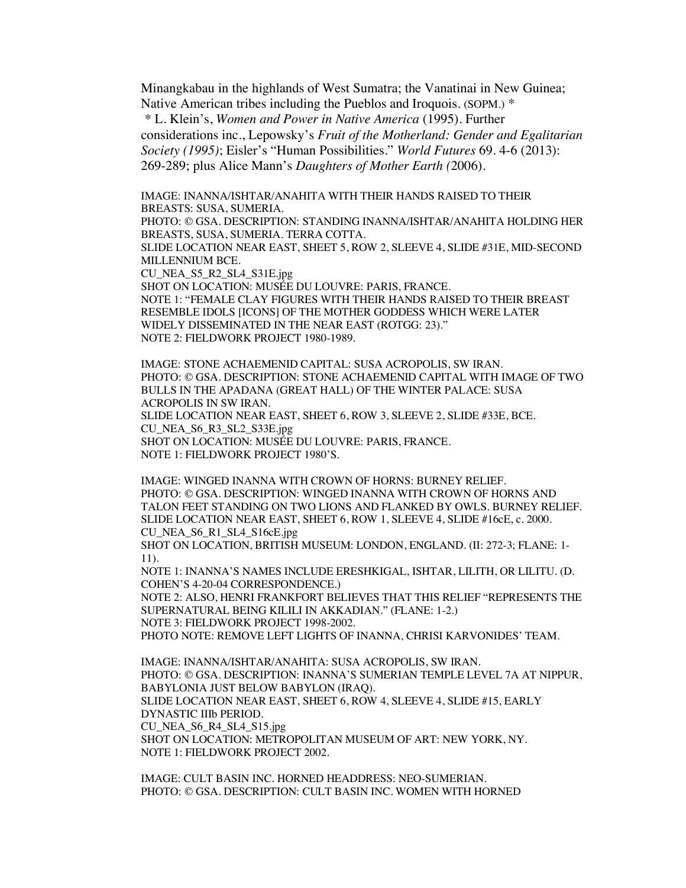Minangkabau in the highlands of West Sumatra; the Vanatinai in New Guinea; Native American tribes including the Pueblos and Iroquois. (SOPM.) *
 * L. Klein's, *Women and Power in Native America* (1995). Further considerations inc., Lepowsky's *Fruit of the Motherland: Gender and Egalitarian Society (1995)*; Eisler's "Human Possibilities." *World Futures* 69. 4-6 (2013): 269-289; plus Alice Mann's *Daughters of Mother Earth (*2006).

IMAGE: INANNA/ISHTAR/ANAHITA WITH THEIR HANDS RAISED TO THEIR BREASTS: SUSA, SUMERIA.
PHOTO: © GSA. DESCRIPTION: STANDING INANNA/ISHTAR/ANAHITA HOLDING HER BREASTS, SUSA, SUMERIA. TERRA COTTA.
SLIDE LOCATION NEAR EAST, SHEET 5, ROW 2, SLEEVE 4, SLIDE #31E, MID-SECOND MILLENNIUM BCE.
CU_NEA_S5_R2_SL4_S31E.jpg
SHOT ON LOCATION: MUSÉE DU LOUVRE: PARIS, FRANCE.
NOTE 1: "FEMALE CLAY FIGURES WITH THEIR HANDS RAISED TO THEIR BREAST RESEMBLE IDOLS [ICONS] OF THE MOTHER GODDESS WHICH WERE LATER WIDELY DISSEMINATED IN THE NEAR EAST (ROTGG: 23)."
NOTE 2: FIELDWORK PROJECT 1980-1989.

IMAGE: STONE ACHAEMENID CAPITAL: SUSA ACROPOLIS, SW IRAN.
PHOTO: © GSA. DESCRIPTION: STONE ACHAEMENID CAPITAL WITH IMAGE OF TWO BULLS IN THE APADANA (GREAT HALL) OF THE WINTER PALACE: SUSA ACROPOLIS IN SW IRAN.
SLIDE LOCATION NEAR EAST, SHEET 6, ROW 3, SLEEVE 2, SLIDE #33E, BCE.
CU_NEA_S6_R3_SL2_S33E.jpg
SHOT ON LOCATION: MUSÉE DU LOUVRE: PARIS, FRANCE.
NOTE 1: FIELDWORK PROJECT 1980'S.

IMAGE: WINGED INANNA WITH CROWN OF HORNS: BURNEY RELIEF.
PHOTO: © GSA. DESCRIPTION: WINGED INANNA WITH CROWN OF HORNS AND TALON FEET STANDING ON TWO LIONS AND FLANKED BY OWLS. BURNEY RELIEF.
SLIDE LOCATION NEAR EAST, SHEET 6, ROW 1, SLEEVE 4, SLIDE #16cE, c. 2000.
CU_NEA_S6_R1_SL4_S16cE.jpg
SHOT ON LOCATION, BRITISH MUSEUM: LONDON, ENGLAND. (II: 272-3; FLANE: 1-11).
NOTE 1: INANNA'S NAMES INCLUDE ERESHKIGAL, ISHTAR, LILITH, OR LILITU. (D. COHEN'S 4-20-04 CORRESPONDENCE.)
NOTE 2: ALSO, HENRI FRANKFORT BELIEVES THAT THIS RELIEF "REPRESENTS THE SUPERNATURAL BEING KILILI IN AKKADIAN." (FLANE: 1-2.)
NOTE 3: FIELDWORK PROJECT 1998-2002.
PHOTO NOTE: REMOVE LEFT LIGHTS OF INANNA, CHRISI KARVONIDES' TEAM.

IMAGE: INANNA/ISHTAR/ANAHITA: SUSA ACROPOLIS, SW IRAN.
PHOTO: © GSA. DESCRIPTION: INANNA'S SUMERIAN TEMPLE LEVEL 7A AT NIPPUR, BABYLONIA JUST BELOW BABYLON (IRAQ).
SLIDE LOCATION NEAR EAST, SHEET 6, ROW 4, SLEEVE 4, SLIDE #15, EARLY DYNASTIC IIIb PERIOD.
CU_NEA_S6_R4_SL4_S15.jpg
SHOT ON LOCATION: METROPOLITAN MUSEUM OF ART: NEW YORK, NY.
NOTE 1: FIELDWORK PROJECT 2002.

IMAGE: CULT BASIN INC. HORNED HEADDRESS: NEO-SUMERIAN.
PHOTO: © GSA. DESCRIPTION: CULT BASIN INC. WOMEN WITH HORNED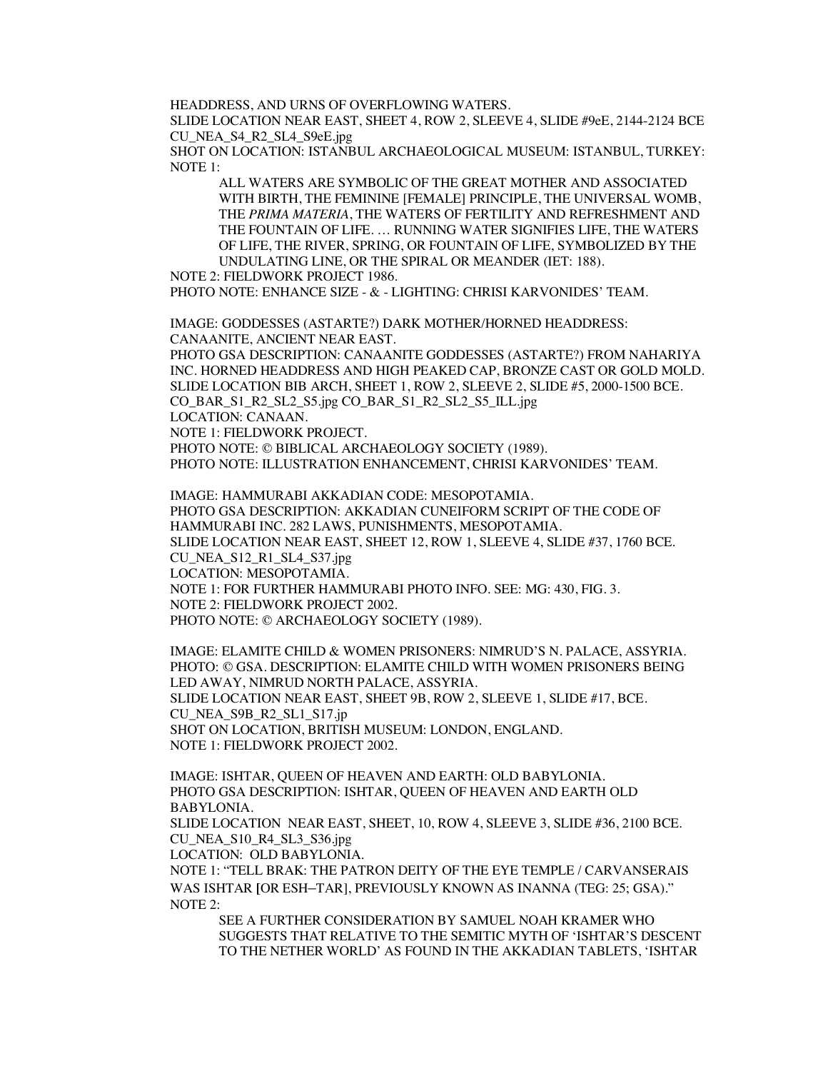HEADDRESS, AND URNS OF OVERFLOWING WATERS.
SLIDE LOCATION NEAR EAST, SHEET 4, ROW 2, SLEEVE 4, SLIDE #9eE, 2144-2124 BCE
CU_NEA_S4_R2_SL4_S9eE.jpg
SHOT ON LOCATION: ISTANBUL ARCHAEOLOGICAL MUSEUM: ISTANBUL, TURKEY:
NOTE 1:

> ALL WATERS ARE SYMBOLIC OF THE GREAT MOTHER AND ASSOCIATED WITH BIRTH, THE FEMININE [FEMALE] PRINCIPLE, THE UNIVERSAL WOMB, THE *PRIMA MATERIA*, THE WATERS OF FERTILITY AND REFRESHMENT AND THE FOUNTAIN OF LIFE. … RUNNING WATER SIGNIFIES LIFE, THE WATERS OF LIFE, THE RIVER, SPRING, OR FOUNTAIN OF LIFE, SYMBOLIZED BY THE UNDULATING LINE, OR THE SPIRAL OR MEANDER (IET: 188).

NOTE 2: FIELDWORK PROJECT 1986.
PHOTO NOTE: ENHANCE SIZE - & - LIGHTING: CHRISI KARVONIDES' TEAM.

IMAGE: GODDESSES (ASTARTE?) DARK MOTHER/HORNED HEADDRESS: CANAANITE, ANCIENT NEAR EAST.
PHOTO GSA DESCRIPTION: CANAANITE GODDESSES (ASTARTE?) FROM NAHARIYA INC. HORNED HEADDRESS AND HIGH PEAKED CAP, BRONZE CAST OR GOLD MOLD.
SLIDE LOCATION BIB ARCH, SHEET 1, ROW 2, SLEEVE 2, SLIDE #5, 2000-1500 BCE.
CO_BAR_S1_R2_SL2_S5.jpg CO_BAR_S1_R2_SL2_S5_ILL.jpg
LOCATION: CANAAN.
NOTE 1: FIELDWORK PROJECT.
PHOTO NOTE: © BIBLICAL ARCHAEOLOGY SOCIETY (1989).
PHOTO NOTE: ILLUSTRATION ENHANCEMENT, CHRISI KARVONIDES' TEAM.

IMAGE: HAMMURABI AKKADIAN CODE: MESOPOTAMIA.
PHOTO GSA DESCRIPTION: AKKADIAN CUNEIFORM SCRIPT OF THE CODE OF HAMMURABI INC. 282 LAWS, PUNISHMENTS, MESOPOTAMIA.
SLIDE LOCATION NEAR EAST, SHEET 12, ROW 1, SLEEVE 4, SLIDE #37, 1760 BCE.
CU_NEA_S12_R1_SL4_S37.jpg
LOCATION: MESOPOTAMIA.
NOTE 1: FOR FURTHER HAMMURABI PHOTO INFO. SEE: MG: 430, FIG. 3.
NOTE 2: FIELDWORK PROJECT 2002.
PHOTO NOTE: © ARCHAEOLOGY SOCIETY (1989).

IMAGE: ELAMITE CHILD & WOMEN PRISONERS: NIMRUD'S N. PALACE, ASSYRIA.
PHOTO: © GSA. DESCRIPTION: ELAMITE CHILD WITH WOMEN PRISONERS BEING LED AWAY, NIMRUD NORTH PALACE, ASSYRIA.
SLIDE LOCATION NEAR EAST, SHEET 9B, ROW 2, SLEEVE 1, SLIDE #17, BCE.
CU_NEA_S9B_R2_SL1_S17.jp
SHOT ON LOCATION, BRITISH MUSEUM: LONDON, ENGLAND.
NOTE 1: FIELDWORK PROJECT 2002.

IMAGE: ISHTAR, QUEEN OF HEAVEN AND EARTH: OLD BABYLONIA.
PHOTO GSA DESCRIPTION: ISHTAR, QUEEN OF HEAVEN AND EARTH OLD BABYLONIA.
SLIDE LOCATION NEAR EAST, SHEET, 10, ROW 4, SLEEVE 3, SLIDE #36, 2100 BCE.
CU_NEA_S10_R4_SL3_S36.jpg
LOCATION: OLD BABYLONIA.
NOTE 1: "TELL BRAK: THE PATRON DEITY OF THE EYE TEMPLE / CARVANSERAIS WAS ISHTAR [OR ESH–TAR], PREVIOUSLY KNOWN AS INANNA (TEG: 25; GSA)."
NOTE 2:

> SEE A FURTHER CONSIDERATION BY SAMUEL NOAH KRAMER WHO SUGGESTS THAT RELATIVE TO THE SEMITIC MYTH OF 'ISHTAR'S DESCENT TO THE NETHER WORLD' AS FOUND IN THE AKKADIAN TABLETS, 'ISHTAR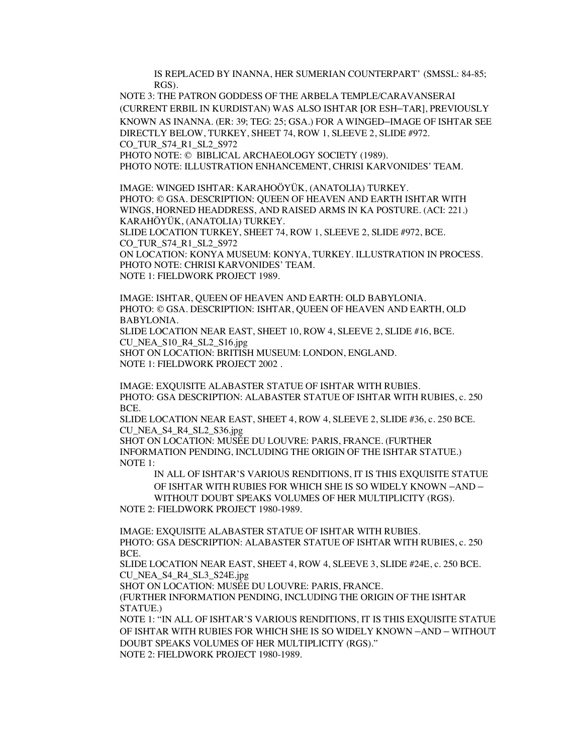IS REPLACED BY INANNA, HER SUMERIAN COUNTERPART' (SMSSL: 84-85; RGS).

NOTE 3: THE PATRON GODDESS OF THE ARBELA TEMPLE/CARAVANSERAI (CURRENT ERBIL IN KURDISTAN) WAS ALSO ISHTAR [OR ESH–TAR], PREVIOUSLY KNOWN AS INANNA. (ER: 39; TEG: 25; GSA.) FOR A WINGED–IMAGE OF ISHTAR SEE DIRECTLY BELOW, TURKEY, SHEET 74, ROW 1, SLEEVE 2, SLIDE #972.
CO_TUR_S74_R1_SL2_S972
PHOTO NOTE: © BIBLICAL ARCHAEOLOGY SOCIETY (1989).
PHOTO NOTE: ILLUSTRATION ENHANCEMENT, CHRISI KARVONIDES' TEAM.

IMAGE: WINGED ISHTAR: KARAHOÖYÜK, (ANATOLIA) TURKEY.
PHOTO: © GSA. DESCRIPTION: QUEEN OF HEAVEN AND EARTH ISHTAR WITH WINGS, HORNED HEADDRESS, AND RAISED ARMS IN KA POSTURE. (ACI: 221.) KARAHÖYÜK, (ANATOLIA) TURKEY.
SLIDE LOCATION TURKEY, SHEET 74, ROW 1, SLEEVE 2, SLIDE #972, BCE.
CO_TUR_S74_R1_SL2_S972
ON LOCATION: KONYA MUSEUM: KONYA, TURKEY. ILLUSTRATION IN PROCESS.
PHOTO NOTE: CHRISI KARVONIDES' TEAM.
NOTE 1: FIELDWORK PROJECT 1989.

IMAGE: ISHTAR, QUEEN OF HEAVEN AND EARTH: OLD BABYLONIA.
PHOTO: © GSA. DESCRIPTION: ISHTAR, QUEEN OF HEAVEN AND EARTH, OLD BABYLONIA.
SLIDE LOCATION NEAR EAST, SHEET 10, ROW 4, SLEEVE 2, SLIDE #16, BCE.
CU_NEA_S10_R4_SL2_S16.jpg
SHOT ON LOCATION: BRITISH MUSEUM: LONDON, ENGLAND.
NOTE 1: FIELDWORK PROJECT 2002 .

IMAGE: EXQUISITE ALABASTER STATUE OF ISHTAR WITH RUBIES.
PHOTO: GSA DESCRIPTION: ALABASTER STATUE OF ISHTAR WITH RUBIES, c. 250 BCE.
SLIDE LOCATION NEAR EAST, SHEET 4, ROW 4, SLEEVE 2, SLIDE #36, c. 250 BCE.
CU_NEA_S4_R4_SL2_S36.jpg
SHOT ON LOCATION: MUSÉE DU LOUVRE: PARIS, FRANCE. (FURTHER INFORMATION PENDING, INCLUDING THE ORIGIN OF THE ISHTAR STATUE.)
NOTE 1:

IN ALL OF ISHTAR'S VARIOUS RENDITIONS, IT IS THIS EXQUISITE STATUE OF ISHTAR WITH RUBIES FOR WHICH SHE IS SO WIDELY KNOWN –AND – WITHOUT DOUBT SPEAKS VOLUMES OF HER MULTIPLICITY (RGS).

NOTE 2: FIELDWORK PROJECT 1980-1989.

IMAGE: EXQUISITE ALABASTER STATUE OF ISHTAR WITH RUBIES.
PHOTO: GSA DESCRIPTION: ALABASTER STATUE OF ISHTAR WITH RUBIES, c. 250 BCE.
SLIDE LOCATION NEAR EAST, SHEET 4, ROW 4, SLEEVE 3, SLIDE #24E, c. 250 BCE.
CU_NEA_S4_R4_SL3_S24E.jpg
SHOT ON LOCATION: MUSÉE DU LOUVRE: PARIS, FRANCE.
(FURTHER INFORMATION PENDING, INCLUDING THE ORIGIN OF THE ISHTAR STATUE.)
NOTE 1: "IN ALL OF ISHTAR'S VARIOUS RENDITIONS, IT IS THIS EXQUISITE STATUE OF ISHTAR WITH RUBIES FOR WHICH SHE IS SO WIDELY KNOWN –AND – WITHOUT DOUBT SPEAKS VOLUMES OF HER MULTIPLICITY (RGS)."
NOTE 2: FIELDWORK PROJECT 1980-1989.